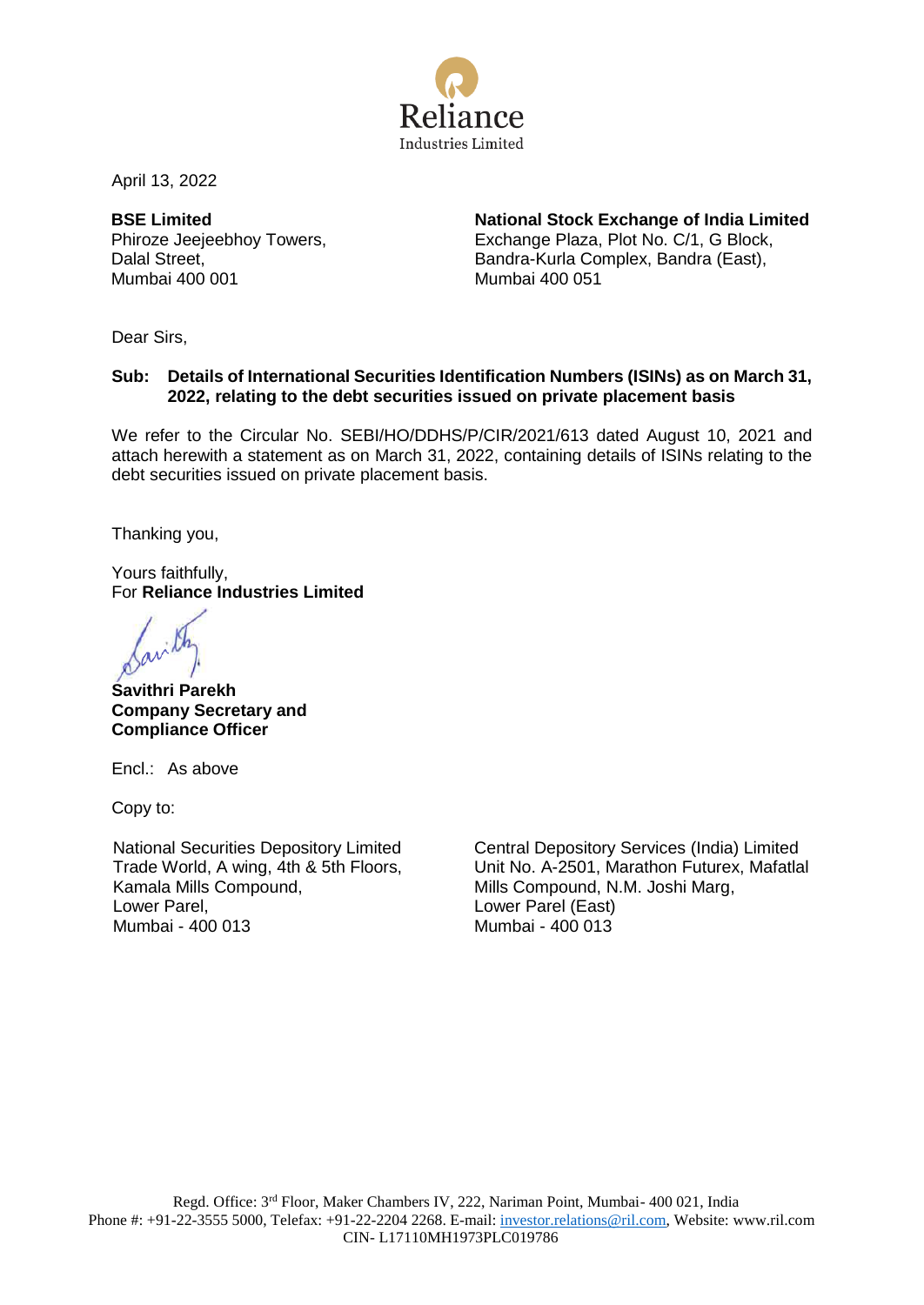Reliance
Industries Limited

April 13, 2022

**BSE Limited**
Phiroze Jeejeebhoy Towers,
Dalal Street,
Mumbai 400 001

**National Stock Exchange of India Limited**
Exchange Plaza, Plot No. C/1, G Block,
Bandra-Kurla Complex, Bandra (East),
Mumbai 400 051

Dear Sirs,

**Sub: Details of International Securities Identification Numbers (ISINs) as on March 31, 2022, relating to the debt securities issued on private placement basis**

We refer to the Circular No. SEBI/HO/DDHS/P/CIR/2021/613 dated August 10, 2021 and attach herewith a statement as on March 31, 2022, containing details of ISINs relating to the debt securities issued on private placement basis.

Thanking you,

Yours faithfully,
For **Reliance Industries Limited**

**Savithri Parekh**
**Company Secretary and Compliance Officer**

Encl.: As above

Copy to:

National Securities Depository Limited
Trade World, A wing, 4th & 5th Floors,
Kamala Mills Compound,
Lower Parel,
Mumbai - 400 013

Central Depository Services (India) Limited
Unit No. A-2501, Marathon Futurex, Mafatlal Mills Compound, N.M. Joshi Marg,
Lower Parel (East)
Mumbai - 400 013

Regd. Office: 3rd Floor, Maker Chambers IV, 222, Nariman Point, Mumbai- 400 021, India
Phone #: +91-22-3555 5000, Telefax: +91-22-2204 2268. E-mail: investor.relations@ril.com, Website: www.ril.com
CIN- L17110MH1973PLC019786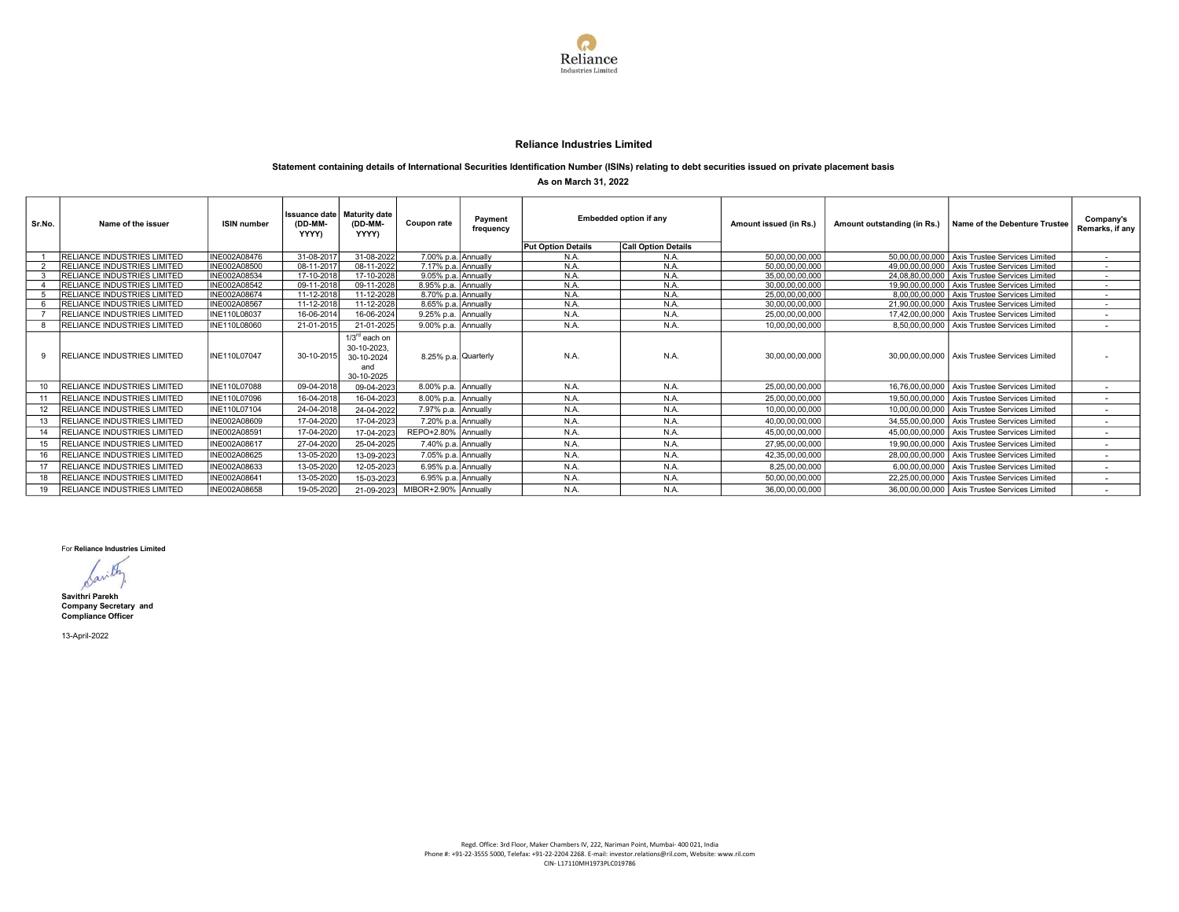Reliance Industries Limited

## Reliance Industries Limited

### Statement containing details of International Securities Identification Number (ISINs) relating to debt securities issued on private placement basis

### As on March 31, 2022

| Sr.No. | Name of the issuer | ISIN number | Issuance date (DD-MM-YYYY) | Maturity date (DD-MM-YYYY) | Coupon rate | Payment frequency | Embedded option if any | | Amount issued (in Rs.) | Amount outstanding (in Rs.) | Name of the Debenture Trustee | Company's Remarks, if any |
|---|---|---|---|---|---|---|---|---|---|---|---|---|
| | | | | | | | Put Option Details | Call Option Details | | | | |
| 1 | RELIANCE INDUSTRIES LIMITED | INE002A08476 | 31-08-2017 | 31-08-2022 | 7.00% p.a. | Annually | N.A. | N.A. | 50,00,00,00,000 | 50,00,00,00,000 | Axis Trustee Services Limited | - |
| 2 | RELIANCE INDUSTRIES LIMITED | INE002A08500 | 08-11-2017 | 08-11-2022 | 7.17% p.a. | Annually | N.A. | N.A. | 50,00,00,00,000 | 49,00,00,00,000 | Axis Trustee Services Limited | - |
| 3 | RELIANCE INDUSTRIES LIMITED | INE002A08534 | 17-10-2018 | 17-10-2028 | 9.05% p.a. | Annually | N.A. | N.A. | 35,00,00,00,000 | 24,08,80,00,000 | Axis Trustee Services Limited | - |
| 4 | RELIANCE INDUSTRIES LIMITED | INE002A08542 | 09-11-2018 | 09-11-2028 | 8.95% p.a. | Annually | N.A. | N.A. | 30,00,00,00,000 | 19,90,00,00,000 | Axis Trustee Services Limited | - |
| 5 | RELIANCE INDUSTRIES LIMITED | INE002A08674 | 11-12-2018 | 11-12-2028 | 8.70% p.a. | Annually | N.A. | N.A. | 25,00,00,00,000 | 8,00,00,00,000 | Axis Trustee Services Limited | - |
| 6 | RELIANCE INDUSTRIES LIMITED | INE002A08567 | 11-12-2018 | 11-12-2028 | 8.65% p.a. | Annually | N.A. | N.A. | 30,00,00,00,000 | 21,90,00,00,000 | Axis Trustee Services Limited | - |
| 7 | RELIANCE INDUSTRIES LIMITED | INE110L08037 | 16-06-2014 | 16-06-2024 | 9.25% p.a. | Annually | N.A. | N.A. | 25,00,00,00,000 | 17,42,00,00,000 | Axis Trustee Services Limited | - |
| 8 | RELIANCE INDUSTRIES LIMITED | INE110L08060 | 21-01-2015 | 21-01-2025 | 9.00% p.a. | Annually | N.A. | N.A. | 10,00,00,00,000 | 8,50,00,00,000 | Axis Trustee Services Limited | - |
| 9 | RELIANCE INDUSTRIES LIMITED | INE110L07047 | 30-10-2015 | 1/3rd each on 30-10-2023, 30-10-2024 and 30-10-2025 | 8.25% p.a. | Quarterly | N.A. | N.A. | 30,00,00,00,000 | 30,00,00,00,000 | Axis Trustee Services Limited | - |
| 10 | RELIANCE INDUSTRIES LIMITED | INE110L07088 | 09-04-2018 | 09-04-2023 | 8.00% p.a. | Annually | N.A. | N.A. | 25,00,00,00,000 | 16,76,00,00,000 | Axis Trustee Services Limited | - |
| 11 | RELIANCE INDUSTRIES LIMITED | INE110L07096 | 16-04-2018 | 16-04-2023 | 8.00% p.a. | Annually | N.A. | N.A. | 25,00,00,00,000 | 19,50,00,00,000 | Axis Trustee Services Limited | - |
| 12 | RELIANCE INDUSTRIES LIMITED | INE110L07104 | 24-04-2018 | 24-04-2022 | 7.97% p.a. | Annually | N.A. | N.A. | 10,00,00,00,000 | 10,00,00,00,000 | Axis Trustee Services Limited | - |
| 13 | RELIANCE INDUSTRIES LIMITED | INE002A08609 | 17-04-2020 | 17-04-2023 | 7.20% p.a. | Annually | N.A. | N.A. | 40,00,00,00,000 | 34,55,00,00,000 | Axis Trustee Services Limited | - |
| 14 | RELIANCE INDUSTRIES LIMITED | INE002A08591 | 17-04-2020 | 17-04-2023 | REPO+2.80% | Annually | N.A. | N.A. | 45,00,00,00,000 | 45,00,00,00,000 | Axis Trustee Services Limited | - |
| 15 | RELIANCE INDUSTRIES LIMITED | INE002A08617 | 27-04-2020 | 25-04-2025 | 7.40% p.a. | Annually | N.A. | N.A. | 27,95,00,00,000 | 19,90,00,00,000 | Axis Trustee Services Limited | - |
| 16 | RELIANCE INDUSTRIES LIMITED | INE002A08625 | 13-05-2020 | 13-09-2023 | 7.05% p.a. | Annually | N.A. | N.A. | 42,35,00,00,000 | 28,00,00,00,000 | Axis Trustee Services Limited | - |
| 17 | RELIANCE INDUSTRIES LIMITED | INE002A08633 | 13-05-2020 | 12-05-2023 | 6.95% p.a. | Annually | N.A. | N.A. | 8,25,00,00,000 | 6,00,00,00,000 | Axis Trustee Services Limited | - |
| 18 | RELIANCE INDUSTRIES LIMITED | INE002A08641 | 13-05-2020 | 15-03-2023 | 6.95% p.a. | Annually | N.A. | N.A. | 50,00,00,00,000 | 22,25,00,00,000 | Axis Trustee Services Limited | - |
| 19 | RELIANCE INDUSTRIES LIMITED | INE002A08658 | 19-05-2020 | 21-09-2023 | MIBOR+2.90% | Annually | N.A. | N.A. | 36,00,00,00,000 | 36,00,00,00,000 | Axis Trustee Services Limited | - |

For **Reliance Industries Limited**

**Savithri Parekh**
**Company Secretary and Compliance Officer**

13-April-2022

Regd. Office: 3rd Floor, Maker Chambers IV, 222, Nariman Point, Mumbai- 400 021, India
Phone #: +91-22-3555 5000, Telefax: +91-22-2204 2268. E-mail: investor.relations@ril.com, Website: www.ril.com
CIN- L17110MH1973PLC019786